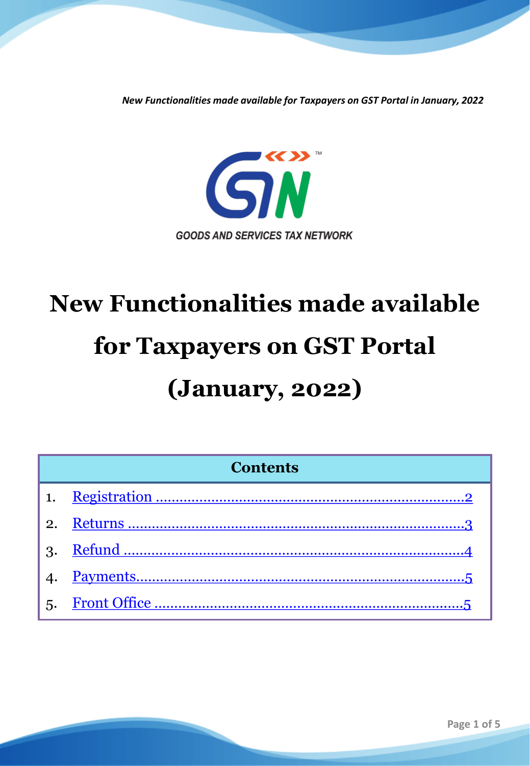GOODS AND SERVICES TAX NETWORK

# New Functionalities made available for Taxpayers on GST Portal (January, 2022)

| Contents |
|---|
| 1. Registration ........................................ 2 |
| 2. Returns ........................................ 3 |
| 3. Refund ........................................ 4 |
| 4. Payments ........................................ 5 |
| 5. Front Office ........................................ 5 |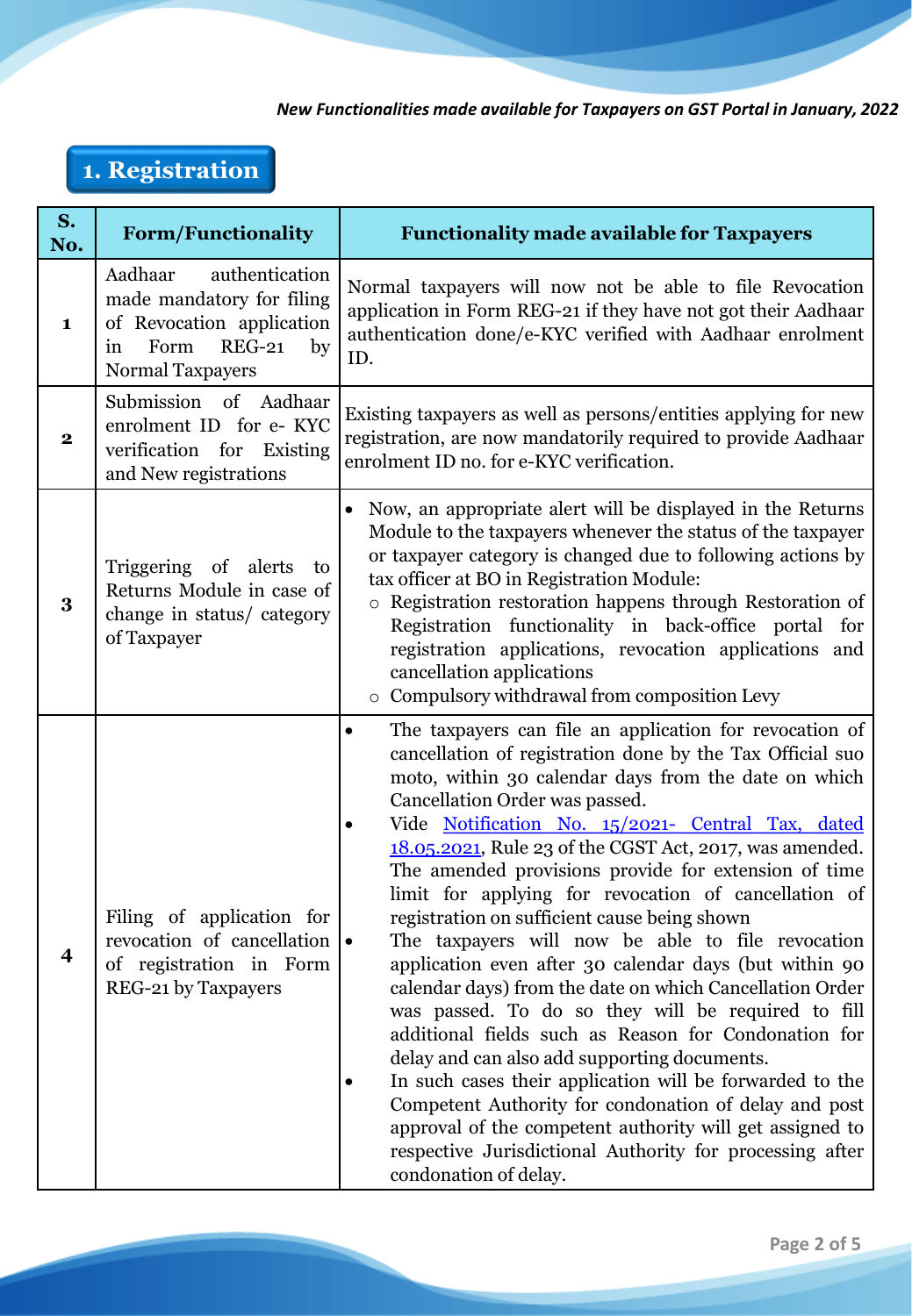*New Functionalities made available for Taxpayers on GST Portal in January, 2022*

## 1. Registration

| S. No. | Form/Functionality | Functionality made available for Taxpayers |
|---|---|---|
| 1 | Aadhaar authentication made mandatory for filing of Revocation application in Form REG-21 by Normal Taxpayers | Normal taxpayers will now not be able to file Revocation application in Form REG-21 if they have not got their Aadhaar authentication done/e-KYC verified with Aadhaar enrolment ID. |
| 2 | Submission of Aadhaar enrolment ID for e- KYC verification for Existing and New registrations | Existing taxpayers as well as persons/entities applying for new registration, are now mandatorily required to provide Aadhaar enrolment ID no. for e-KYC verification. |
| 3 | Triggering of alerts to Returns Module in case of change in status/ category of Taxpayer | • Now, an appropriate alert will be displayed in the Returns Module to the taxpayers whenever the status of the taxpayer or taxpayer category is changed due to following actions by tax officer at BO in Registration Module:<br>  ○ Registration restoration happens through Restoration of Registration functionality in back-office portal for registration applications, revocation applications and cancellation applications<br>  ○ Compulsory withdrawal from composition Levy |
| 4 | Filing of application for revocation of cancellation of registration in Form REG-21 by Taxpayers | • The taxpayers can file an application for revocation of cancellation of registration done by the Tax Official suo moto, within 30 calendar days from the date on which Cancellation Order was passed.<br>• Vide Notification No. 15/2021- Central Tax, dated 18.05.2021, Rule 23 of the CGST Act, 2017, was amended. The amended provisions provide for extension of time limit for applying for revocation of cancellation of registration on sufficient cause being shown<br>• The taxpayers will now be able to file revocation application even after 30 calendar days (but within 90 calendar days) from the date on which Cancellation Order was passed. To do so they will be required to fill additional fields such as Reason for Condonation for delay and can also add supporting documents.<br>• In such cases their application will be forwarded to the Competent Authority for condonation of delay and post approval of the competent authority will get assigned to respective Jurisdictional Authority for processing after condonation of delay. |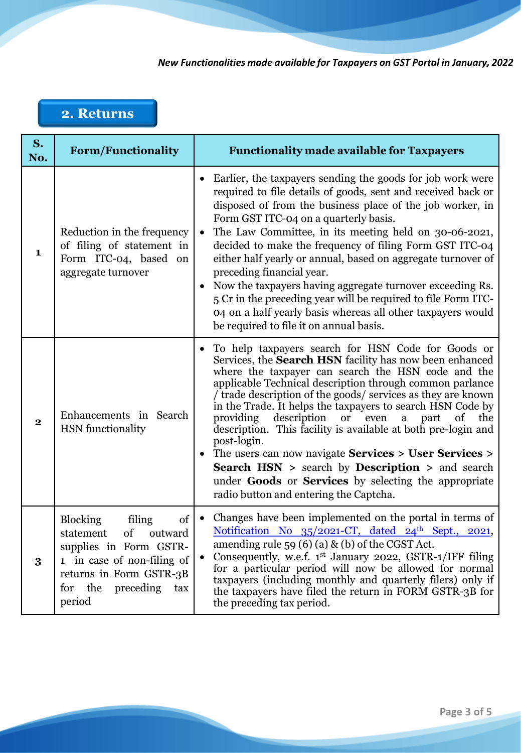## 2. Returns

| S. No. | Form/Functionality | Functionality made available for Taxpayers |
|---|---|---|
| 1 | Reduction in the frequency of filing of statement in Form ITC-04, based on aggregate turnover | • Earlier, the taxpayers sending the goods for job work were required to file details of goods, sent and received back or disposed of from the business place of the job worker, in Form GST ITC-04 on a quarterly basis.<br>• The Law Committee, in its meeting held on 30-06-2021, decided to make the frequency of filing Form GST ITC-04 either half yearly or annual, based on aggregate turnover of preceding financial year.<br>• Now the taxpayers having aggregate turnover exceeding Rs. 5 Cr in the preceding year will be required to file Form ITC-04 on a half yearly basis whereas all other taxpayers would be required to file it on annual basis. |
| 2 | Enhancements in Search HSN functionality | • To help taxpayers search for HSN Code for Goods or Services, the **Search HSN** facility has now been enhanced where the taxpayer can search the HSN code and the applicable Technical description through common parlance / trade description of the goods/ services as they are known in the Trade. It helps the taxpayers to search HSN Code by providing description or even a part of the description. This facility is available at both pre-login and post-login.<br>• The users can now navigate **Services** > **User Services** > **Search HSN** > search by **Description** > and search under **Goods** or **Services** by selecting the appropriate radio button and entering the Captcha. |
| 3 | Blocking filing of statement of outward supplies in Form GSTR-1 in case of non-filing of returns in Form GSTR-3B for the preceding tax period | • Changes have been implemented on the portal in terms of Notification No 35/2021-CT, dated 24th Sept., 2021, amending rule 59 (6) (a) & (b) of the CGST Act.<br>• Consequently, w.e.f. 1st January 2022, GSTR-1/IFF filing for a particular period will now be allowed for normal taxpayers (including monthly and quarterly filers) only if the taxpayers have filed the return in FORM GSTR-3B for the preceding tax period. |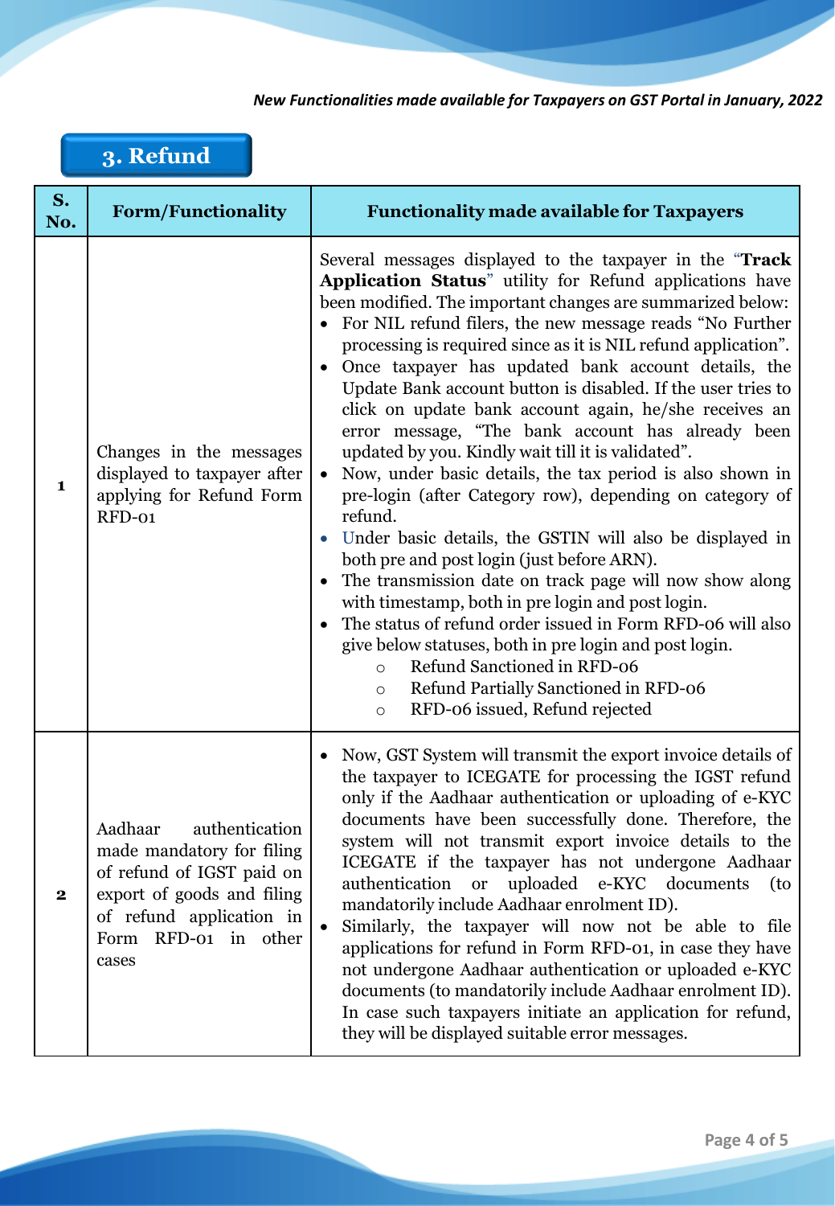## 3. Refund

| S. No. | Form/Functionality | Functionality made available for Taxpayers |
|---|---|---|
| 1 | Changes in the messages displayed to taxpayer after applying for Refund Form RFD-01 | Several messages displayed to the taxpayer in the "**Track Application Status**" utility for Refund applications have been modified. The important changes are summarized below:<br>• For NIL refund filers, the new message reads "No Further processing is required since as it is NIL refund application".<br>• Once taxpayer has updated bank account details, the Update Bank account button is disabled. If the user tries to click on update bank account again, he/she receives an error message, "The bank account has already been updated by you. Kindly wait till it is validated".<br>• Now, under basic details, the tax period is also shown in pre-login (after Category row), depending on category of refund.<br>• Under basic details, the GSTIN will also be displayed in both pre and post login (just before ARN).<br>• The transmission date on track page will now show along with timestamp, both in pre login and post login.<br>• The status of refund order issued in Form RFD-06 will also give below statuses, both in pre login and post login.<br>&nbsp;&nbsp;&nbsp;&nbsp;○ Refund Sanctioned in RFD-06<br>&nbsp;&nbsp;&nbsp;&nbsp;○ Refund Partially Sanctioned in RFD-06<br>&nbsp;&nbsp;&nbsp;&nbsp;○ RFD-06 issued, Refund rejected |
| 2 | Aadhaar authentication made mandatory for filing of refund of IGST paid on export of goods and filing of refund application in Form RFD-01 in other cases | • Now, GST System will transmit the export invoice details of the taxpayer to ICEGATE for processing the IGST refund only if the Aadhaar authentication or uploading of e-KYC documents have been successfully done. Therefore, the system will not transmit export invoice details to the ICEGATE if the taxpayer has not undergone Aadhaar authentication or uploaded e-KYC documents (to mandatorily include Aadhaar enrolment ID).<br>• Similarly, the taxpayer will now not be able to file applications for refund in Form RFD-01, in case they have not undergone Aadhaar authentication or uploaded e-KYC documents (to mandatorily include Aadhaar enrolment ID). In case such taxpayers initiate an application for refund, they will be displayed suitable error messages. |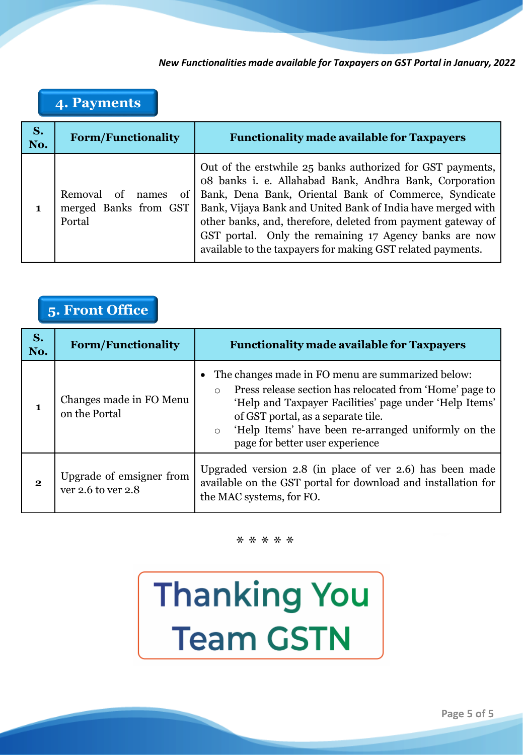## 4. Payments

| S. No. | Form/Functionality | Functionality made available for Taxpayers |
|---|---|---|
| 1 | Removal of names of merged Banks from GST Portal | Out of the erstwhile 25 banks authorized for GST payments, 08 banks i. e. Allahabad Bank, Andhra Bank, Corporation Bank, Dena Bank, Oriental Bank of Commerce, Syndicate Bank, Vijaya Bank and United Bank of India have merged with other banks, and, therefore, deleted from payment gateway of GST portal. Only the remaining 17 Agency banks are now available to the taxpayers for making GST related payments. |

## 5. Front Office

| S. No. | Form/Functionality | Functionality made available for Taxpayers |
|---|---|---|
| 1 | Changes made in FO Menu on the Portal | • The changes made in FO menu are summarized below:<br>○ Press release section has relocated from 'Home' page to 'Help and Taxpayer Facilities' page under 'Help Items' of GST portal, as a separate tile.<br>○ 'Help Items' have been re-arranged uniformly on the page for better user experience |
| 2 | Upgrade of emsigner from ver 2.6 to ver 2.8 | Upgraded version 2.8 (in place of ver 2.6) has been made available on the GST portal for download and installation for the MAC systems, for FO. |

\* \* \* \* \*

**Thanking You**
**Team GSTN**